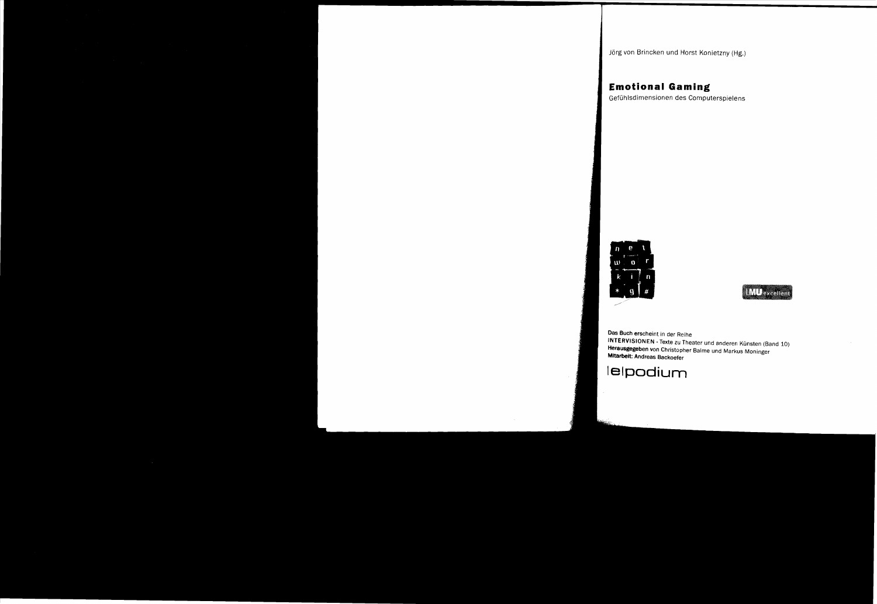Jörg von Brincken und Horst Konietzny (Hg.)

# Emotional Gaming

Gefühlsdimensionen des Computerspielens

**Das Buch erscheint** in der Reihe
INTERVISIONEN - Texte zu Theater und anderen Künsten (Band 10)
**Herausgegeben** von Christopher Balme und Markus Moninger
**Mitarbeit:** Andreas Backoefer

epodium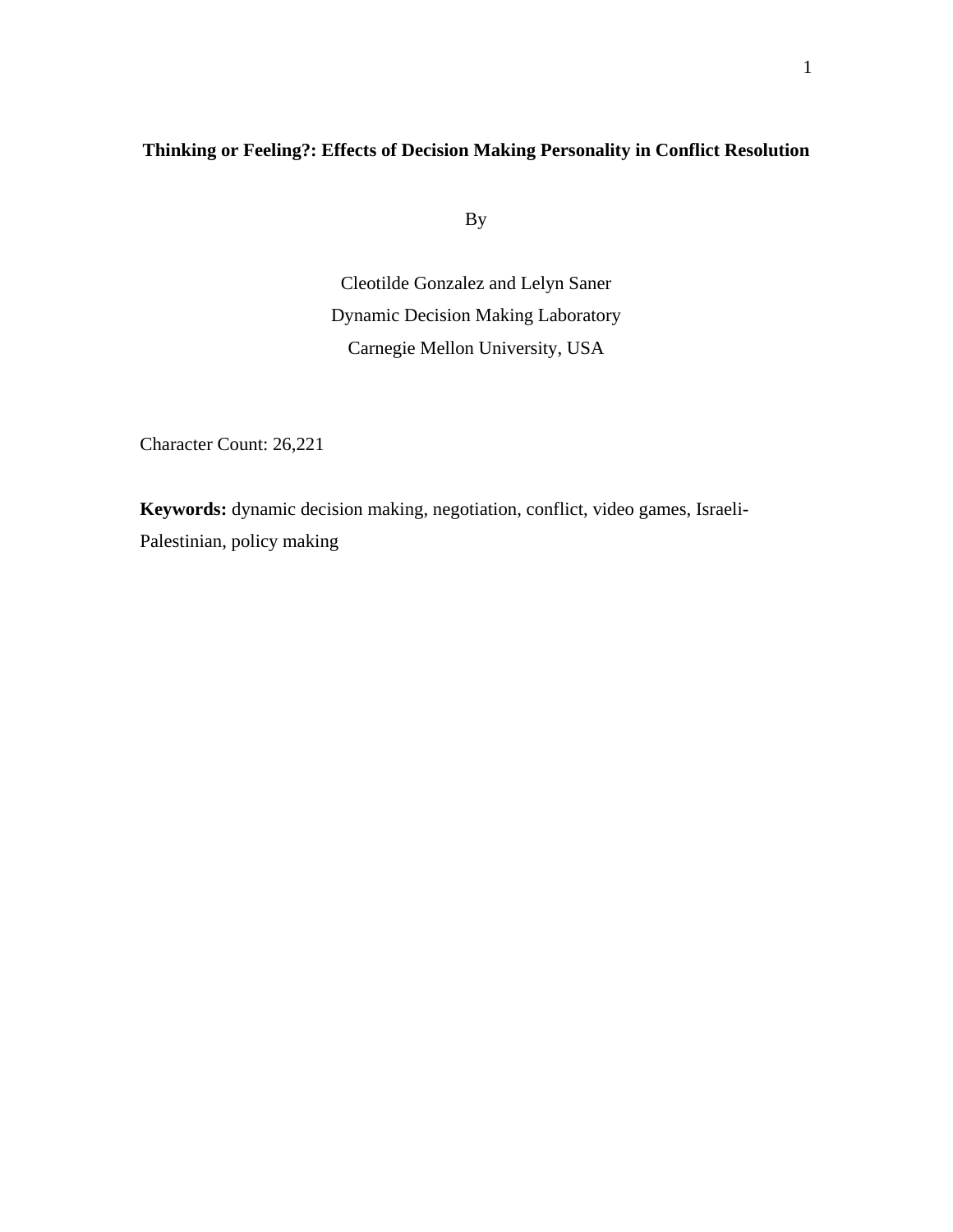**Thinking or Feeling?: Effects of Decision Making Personality in Conflict Resolution**

By

Cleotilde Gonzalez and Lelyn Saner
Dynamic Decision Making Laboratory
Carnegie Mellon University, USA

Character Count: 26,221

**Keywords:** dynamic decision making, negotiation, conflict, video games, Israeli-Palestinian, policy making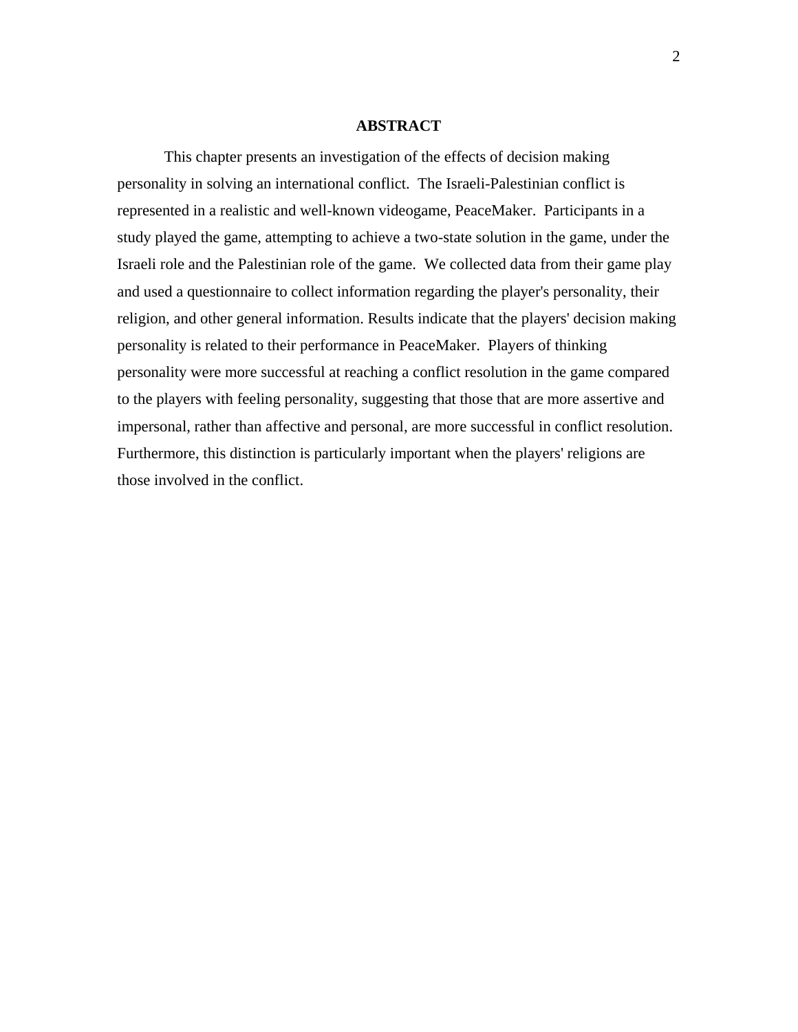## ABSTRACT

This chapter presents an investigation of the effects of decision making personality in solving an international conflict. The Israeli-Palestinian conflict is represented in a realistic and well-known videogame, PeaceMaker. Participants in a study played the game, attempting to achieve a two-state solution in the game, under the Israeli role and the Palestinian role of the game. We collected data from their game play and used a questionnaire to collect information regarding the player's personality, their religion, and other general information. Results indicate that the players' decision making personality is related to their performance in PeaceMaker. Players of thinking personality were more successful at reaching a conflict resolution in the game compared to the players with feeling personality, suggesting that those that are more assertive and impersonal, rather than affective and personal, are more successful in conflict resolution. Furthermore, this distinction is particularly important when the players' religions are those involved in the conflict.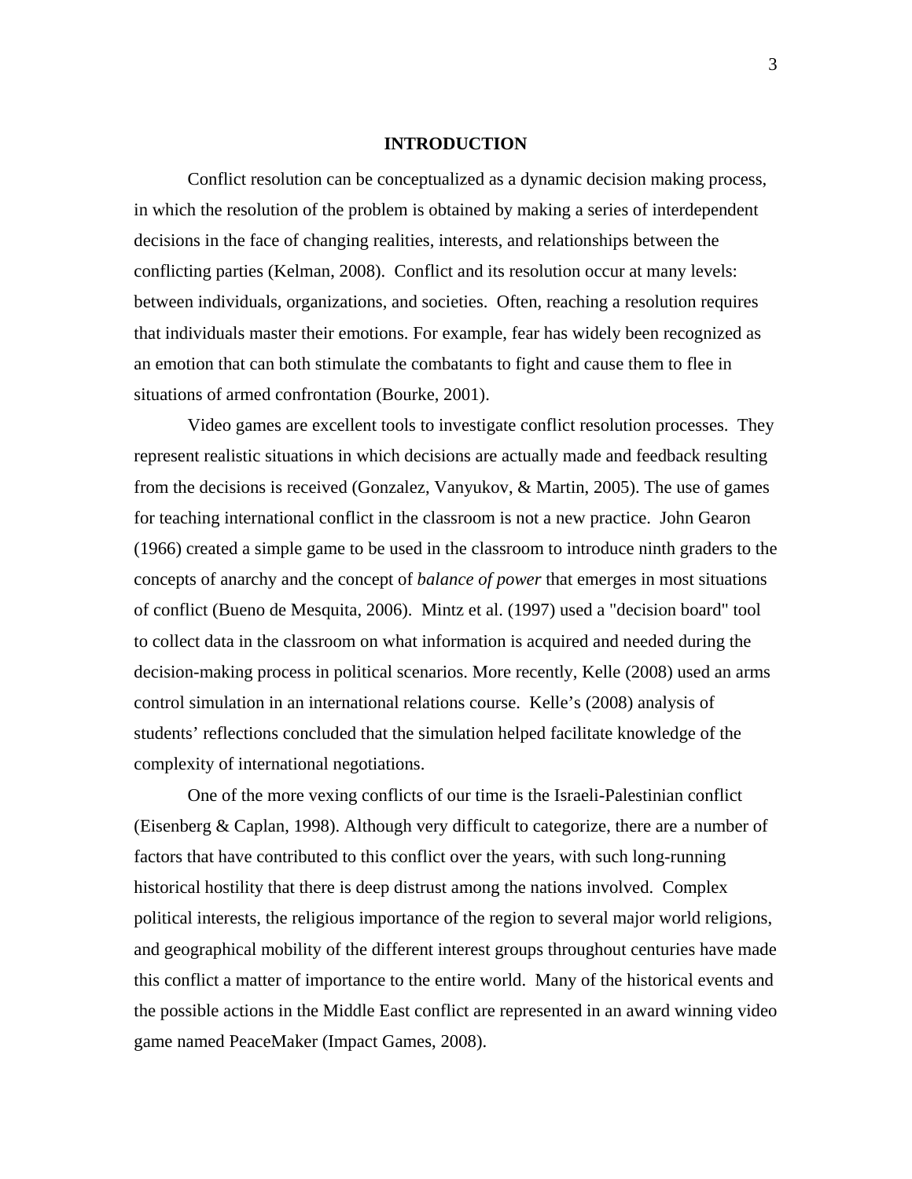# INTRODUCTION

Conflict resolution can be conceptualized as a dynamic decision making process, in which the resolution of the problem is obtained by making a series of interdependent decisions in the face of changing realities, interests, and relationships between the conflicting parties (Kelman, 2008). Conflict and its resolution occur at many levels: between individuals, organizations, and societies. Often, reaching a resolution requires that individuals master their emotions. For example, fear has widely been recognized as an emotion that can both stimulate the combatants to fight and cause them to flee in situations of armed confrontation (Bourke, 2001).

Video games are excellent tools to investigate conflict resolution processes. They represent realistic situations in which decisions are actually made and feedback resulting from the decisions is received (Gonzalez, Vanyukov, & Martin, 2005). The use of games for teaching international conflict in the classroom is not a new practice. John Gearon (1966) created a simple game to be used in the classroom to introduce ninth graders to the concepts of anarchy and the concept of *balance of power* that emerges in most situations of conflict (Bueno de Mesquita, 2006). Mintz et al. (1997) used a "decision board" tool to collect data in the classroom on what information is acquired and needed during the decision-making process in political scenarios. More recently, Kelle (2008) used an arms control simulation in an international relations course. Kelle's (2008) analysis of students' reflections concluded that the simulation helped facilitate knowledge of the complexity of international negotiations.

One of the more vexing conflicts of our time is the Israeli-Palestinian conflict (Eisenberg & Caplan, 1998). Although very difficult to categorize, there are a number of factors that have contributed to this conflict over the years, with such long-running historical hostility that there is deep distrust among the nations involved. Complex political interests, the religious importance of the region to several major world religions, and geographical mobility of the different interest groups throughout centuries have made this conflict a matter of importance to the entire world. Many of the historical events and the possible actions in the Middle East conflict are represented in an award winning video game named PeaceMaker (Impact Games, 2008).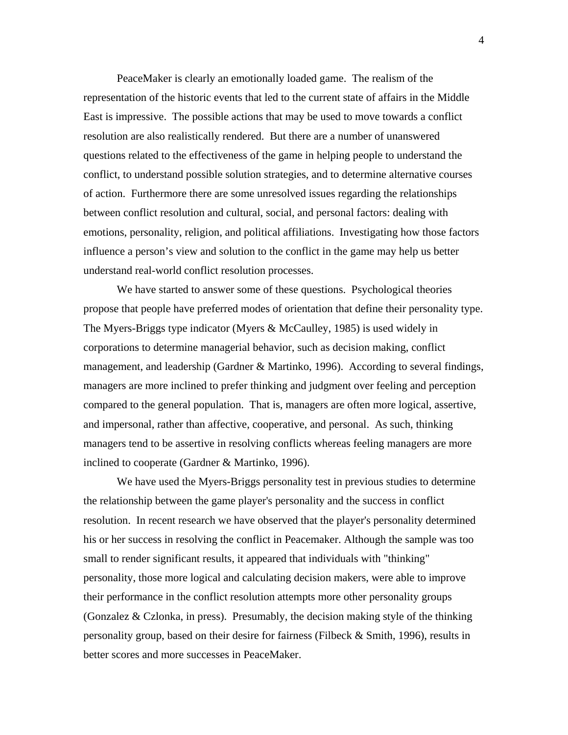PeaceMaker is clearly an emotionally loaded game. The realism of the representation of the historic events that led to the current state of affairs in the Middle East is impressive. The possible actions that may be used to move towards a conflict resolution are also realistically rendered. But there are a number of unanswered questions related to the effectiveness of the game in helping people to understand the conflict, to understand possible solution strategies, and to determine alternative courses of action. Furthermore there are some unresolved issues regarding the relationships between conflict resolution and cultural, social, and personal factors: dealing with emotions, personality, religion, and political affiliations. Investigating how those factors influence a person's view and solution to the conflict in the game may help us better understand real-world conflict resolution processes.

We have started to answer some of these questions. Psychological theories propose that people have preferred modes of orientation that define their personality type. The Myers-Briggs type indicator (Myers & McCaulley, 1985) is used widely in corporations to determine managerial behavior, such as decision making, conflict management, and leadership (Gardner & Martinko, 1996). According to several findings, managers are more inclined to prefer thinking and judgment over feeling and perception compared to the general population. That is, managers are often more logical, assertive, and impersonal, rather than affective, cooperative, and personal. As such, thinking managers tend to be assertive in resolving conflicts whereas feeling managers are more inclined to cooperate (Gardner & Martinko, 1996).

We have used the Myers-Briggs personality test in previous studies to determine the relationship between the game player's personality and the success in conflict resolution. In recent research we have observed that the player's personality determined his or her success in resolving the conflict in Peacemaker. Although the sample was too small to render significant results, it appeared that individuals with "thinking" personality, those more logical and calculating decision makers, were able to improve their performance in the conflict resolution attempts more other personality groups (Gonzalez & Czlonka, in press). Presumably, the decision making style of the thinking personality group, based on their desire for fairness (Filbeck & Smith, 1996), results in better scores and more successes in PeaceMaker.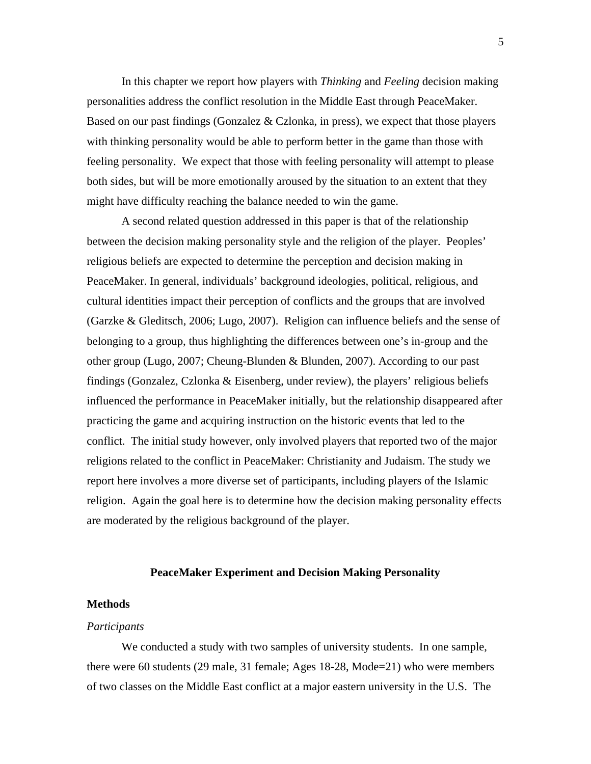In this chapter we report how players with *Thinking* and *Feeling* decision making personalities address the conflict resolution in the Middle East through PeaceMaker. Based on our past findings (Gonzalez & Czlonka, in press), we expect that those players with thinking personality would be able to perform better in the game than those with feeling personality. We expect that those with feeling personality will attempt to please both sides, but will be more emotionally aroused by the situation to an extent that they might have difficulty reaching the balance needed to win the game.

A second related question addressed in this paper is that of the relationship between the decision making personality style and the religion of the player. Peoples' religious beliefs are expected to determine the perception and decision making in PeaceMaker. In general, individuals' background ideologies, political, religious, and cultural identities impact their perception of conflicts and the groups that are involved (Garzke & Gleditsch, 2006; Lugo, 2007). Religion can influence beliefs and the sense of belonging to a group, thus highlighting the differences between one's in-group and the other group (Lugo, 2007; Cheung-Blunden & Blunden, 2007). According to our past findings (Gonzalez, Czlonka & Eisenberg, under review), the players' religious beliefs influenced the performance in PeaceMaker initially, but the relationship disappeared after practicing the game and acquiring instruction on the historic events that led to the conflict. The initial study however, only involved players that reported two of the major religions related to the conflict in PeaceMaker: Christianity and Judaism. The study we report here involves a more diverse set of participants, including players of the Islamic religion. Again the goal here is to determine how the decision making personality effects are moderated by the religious background of the player.

## PeaceMaker Experiment and Decision Making Personality

### Methods

*Participants*

We conducted a study with two samples of university students. In one sample, there were 60 students (29 male, 31 female; Ages 18-28, Mode=21) who were members of two classes on the Middle East conflict at a major eastern university in the U.S. The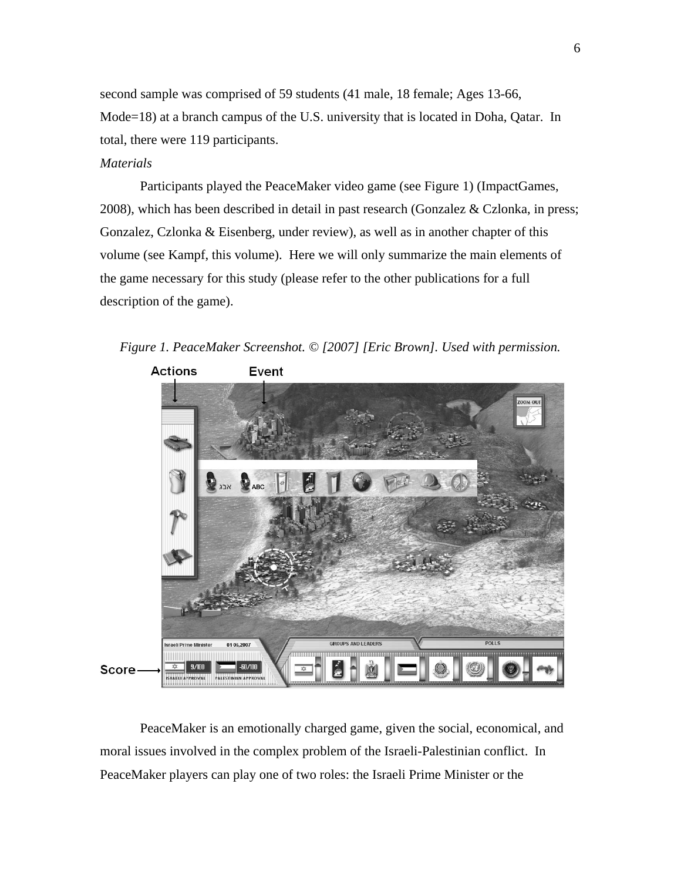second sample was comprised of 59 students (41 male, 18 female; Ages 13-66, Mode=18) at a branch campus of the U.S. university that is located in Doha, Qatar. In total, there were 119 participants.

*Materials*

Participants played the PeaceMaker video game (see Figure 1) (ImpactGames, 2008), which has been described in detail in past research (Gonzalez & Czlonka, in press; Gonzalez, Czlonka & Eisenberg, under review), as well as in another chapter of this volume (see Kampf, this volume). Here we will only summarize the main elements of the game necessary for this study (please refer to the other publications for a full description of the game).

*Figure 1. PeaceMaker Screenshot. © [2007] [Eric Brown]. Used with permission.*

PeaceMaker is an emotionally charged game, given the social, economical, and moral issues involved in the complex problem of the Israeli-Palestinian conflict. In PeaceMaker players can play one of two roles: the Israeli Prime Minister or the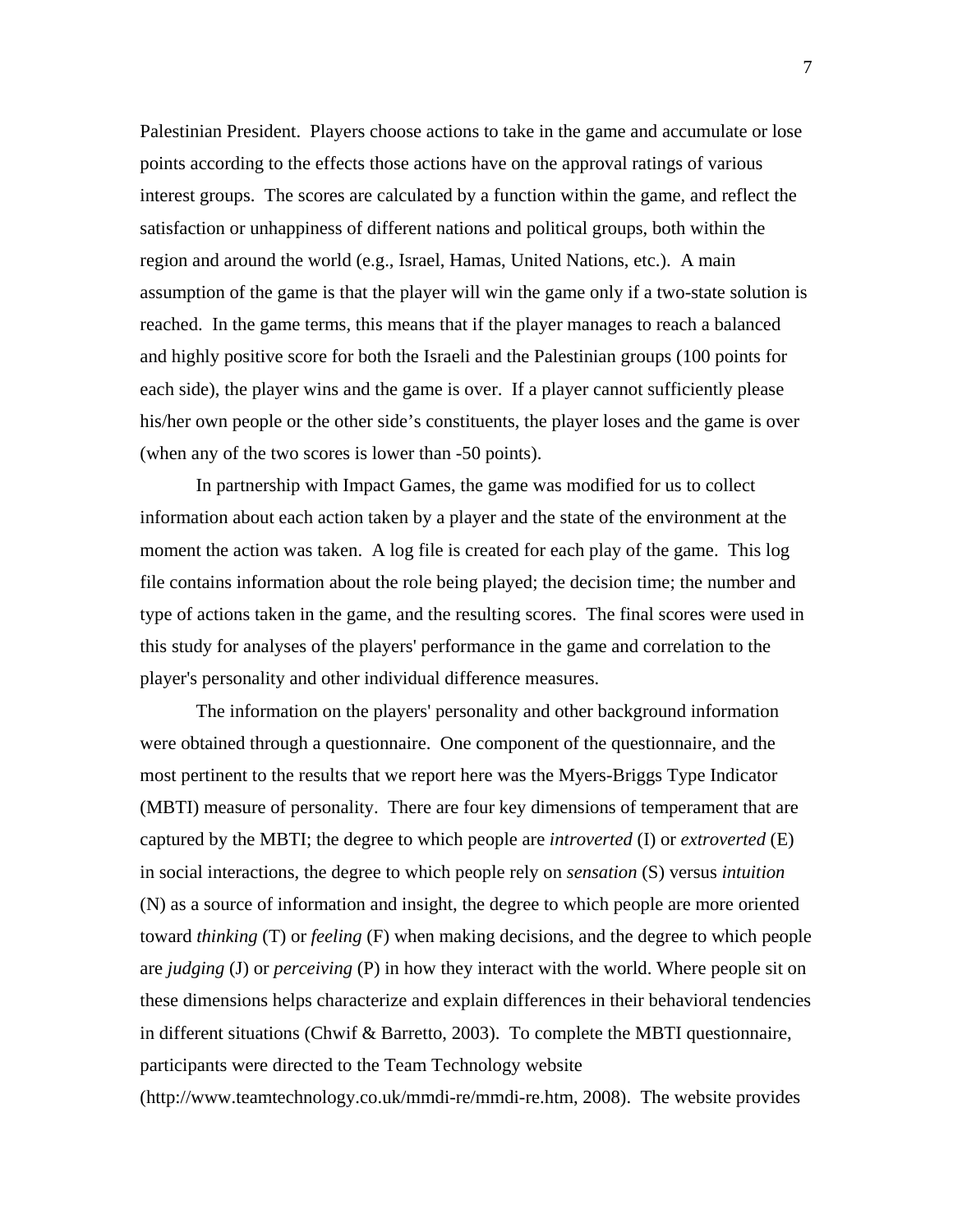Palestinian President. Players choose actions to take in the game and accumulate or lose points according to the effects those actions have on the approval ratings of various interest groups. The scores are calculated by a function within the game, and reflect the satisfaction or unhappiness of different nations and political groups, both within the region and around the world (e.g., Israel, Hamas, United Nations, etc.). A main assumption of the game is that the player will win the game only if a two-state solution is reached. In the game terms, this means that if the player manages to reach a balanced and highly positive score for both the Israeli and the Palestinian groups (100 points for each side), the player wins and the game is over. If a player cannot sufficiently please his/her own people or the other side's constituents, the player loses and the game is over (when any of the two scores is lower than -50 points).

In partnership with Impact Games, the game was modified for us to collect information about each action taken by a player and the state of the environment at the moment the action was taken. A log file is created for each play of the game. This log file contains information about the role being played; the decision time; the number and type of actions taken in the game, and the resulting scores. The final scores were used in this study for analyses of the players' performance in the game and correlation to the player's personality and other individual difference measures.

The information on the players' personality and other background information were obtained through a questionnaire. One component of the questionnaire, and the most pertinent to the results that we report here was the Myers-Briggs Type Indicator (MBTI) measure of personality. There are four key dimensions of temperament that are captured by the MBTI; the degree to which people are *introverted* (I) or *extroverted* (E) in social interactions, the degree to which people rely on *sensation* (S) versus *intuition* (N) as a source of information and insight, the degree to which people are more oriented toward *thinking* (T) or *feeling* (F) when making decisions, and the degree to which people are *judging* (J) or *perceiving* (P) in how they interact with the world. Where people sit on these dimensions helps characterize and explain differences in their behavioral tendencies in different situations (Chwif & Barretto, 2003). To complete the MBTI questionnaire, participants were directed to the Team Technology website (http://www.teamtechnology.co.uk/mmdi-re/mmdi-re.htm, 2008). The website provides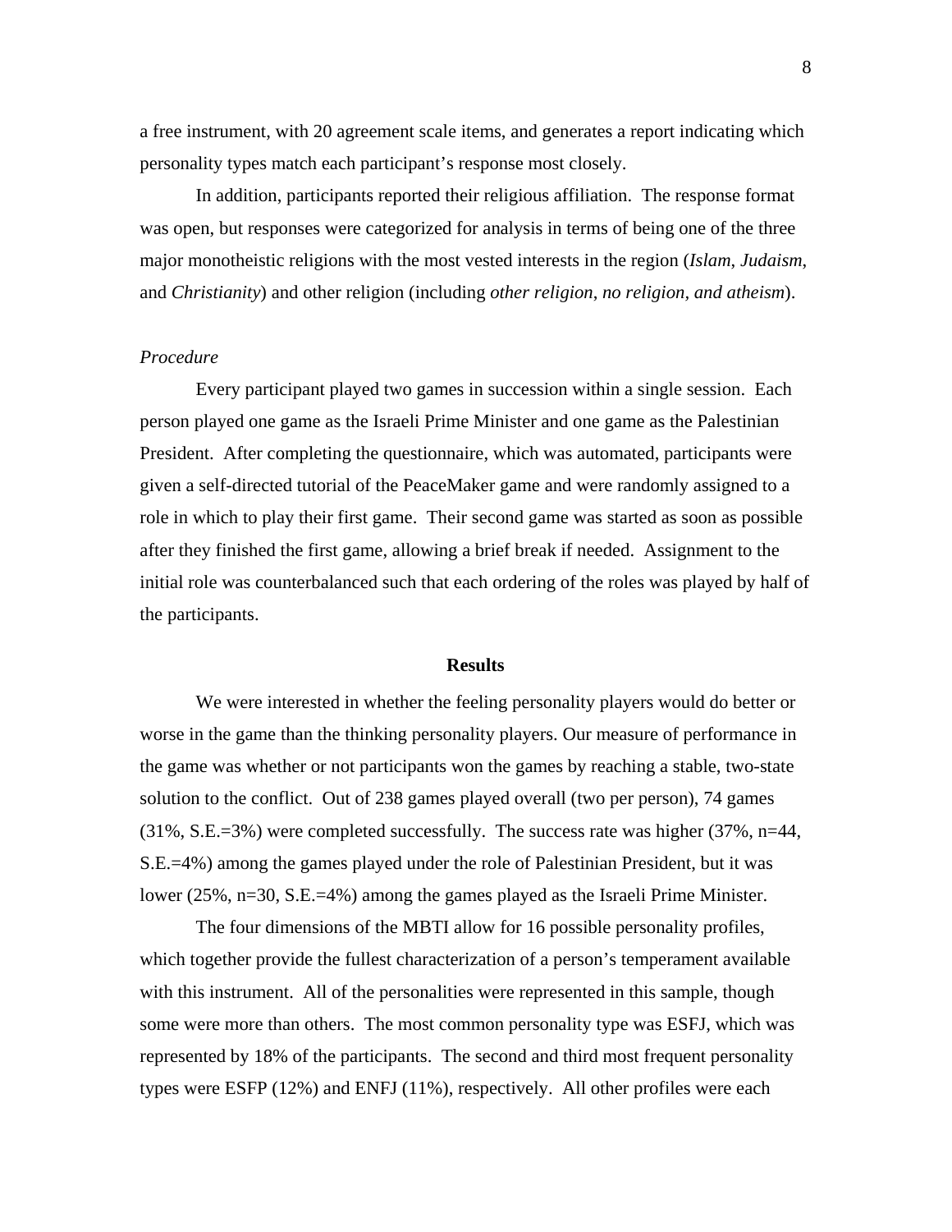a free instrument, with 20 agreement scale items, and generates a report indicating which personality types match each participant's response most closely.

In addition, participants reported their religious affiliation. The response format was open, but responses were categorized for analysis in terms of being one of the three major monotheistic religions with the most vested interests in the region (*Islam*, *Judaism*, and *Christianity*) and other religion (including *other religion*, *no religion, and atheism*).

*Procedure*

Every participant played two games in succession within a single session. Each person played one game as the Israeli Prime Minister and one game as the Palestinian President. After completing the questionnaire, which was automated, participants were given a self-directed tutorial of the PeaceMaker game and were randomly assigned to a role in which to play their first game. Their second game was started as soon as possible after they finished the first game, allowing a brief break if needed. Assignment to the initial role was counterbalanced such that each ordering of the roles was played by half of the participants.

## Results

We were interested in whether the feeling personality players would do better or worse in the game than the thinking personality players. Our measure of performance in the game was whether or not participants won the games by reaching a stable, two-state solution to the conflict. Out of 238 games played overall (two per person), 74 games (31%, S.E.=3%) were completed successfully. The success rate was higher (37%, n=44, S.E.=4%) among the games played under the role of Palestinian President, but it was lower (25%, n=30, S.E.=4%) among the games played as the Israeli Prime Minister.

The four dimensions of the MBTI allow for 16 possible personality profiles, which together provide the fullest characterization of a person's temperament available with this instrument. All of the personalities were represented in this sample, though some were more than others. The most common personality type was ESFJ, which was represented by 18% of the participants. The second and third most frequent personality types were ESFP (12%) and ENFJ (11%), respectively. All other profiles were each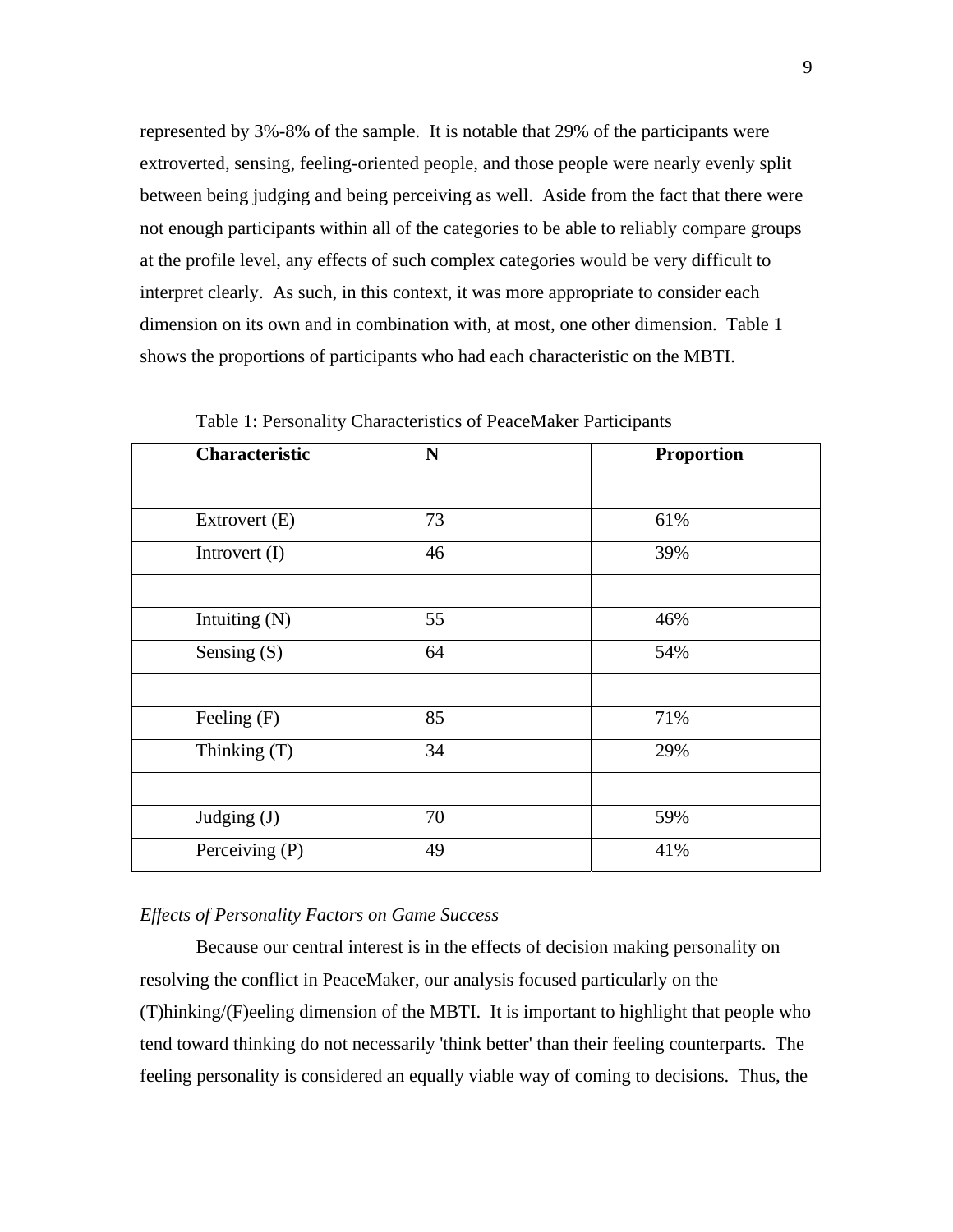represented by 3%-8% of the sample. It is notable that 29% of the participants were extroverted, sensing, feeling-oriented people, and those people were nearly evenly split between being judging and being perceiving as well. Aside from the fact that there were not enough participants within all of the categories to be able to reliably compare groups at the profile level, any effects of such complex categories would be very difficult to interpret clearly. As such, in this context, it was more appropriate to consider each dimension on its own and in combination with, at most, one other dimension. Table 1 shows the proportions of participants who had each characteristic on the MBTI.

Table 1: Personality Characteristics of PeaceMaker Participants

| Characteristic | N | Proportion |
|---|---|---|
| | | |
| Extrovert (E) | 73 | 61% |
| Introvert (I) | 46 | 39% |
| | | |
| Intuiting (N) | 55 | 46% |
| Sensing (S) | 64 | 54% |
| | | |
| Feeling (F) | 85 | 71% |
| Thinking (T) | 34 | 29% |
| | | |
| Judging (J) | 70 | 59% |
| Perceiving (P) | 49 | 41% |

*Effects of Personality Factors on Game Success*

Because our central interest is in the effects of decision making personality on resolving the conflict in PeaceMaker, our analysis focused particularly on the (T)hinking/(F)eeling dimension of the MBTI. It is important to highlight that people who tend toward thinking do not necessarily 'think better' than their feeling counterparts. The feeling personality is considered an equally viable way of coming to decisions. Thus, the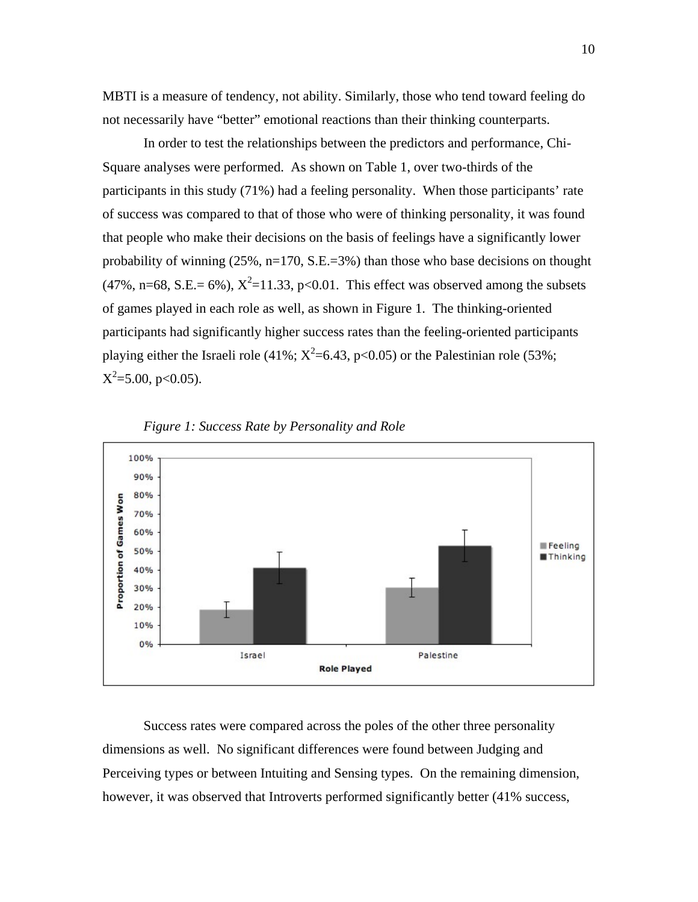MBTI is a measure of tendency, not ability. Similarly, those who tend toward feeling do not necessarily have "better" emotional reactions than their thinking counterparts.

In order to test the relationships between the predictors and performance, Chi-Square analyses were performed. As shown on Table 1, over two-thirds of the participants in this study (71%) had a feeling personality. When those participants' rate of success was compared to that of those who were of thinking personality, it was found that people who make their decisions on the basis of feelings have a significantly lower probability of winning (25%, n=170, S.E.=3%) than those who base decisions on thought (47%, n=68, S.E.= 6%), $X^2$=11.33, $p<0.01$. This effect was observed among the subsets of games played in each role as well, as shown in Figure 1. The thinking-oriented participants had significantly higher success rates than the feeling-oriented participants playing either the Israeli role (41%; $X^2$=6.43, $p<0.05$) or the Palestinian role (53%; $X^2$=5.00, $p<0.05$).

*Figure 1: Success Rate by Personality and Role*

Success rates were compared across the poles of the other three personality dimensions as well. No significant differences were found between Judging and Perceiving types or between Intuiting and Sensing types. On the remaining dimension, however, it was observed that Introverts performed significantly better (41% success,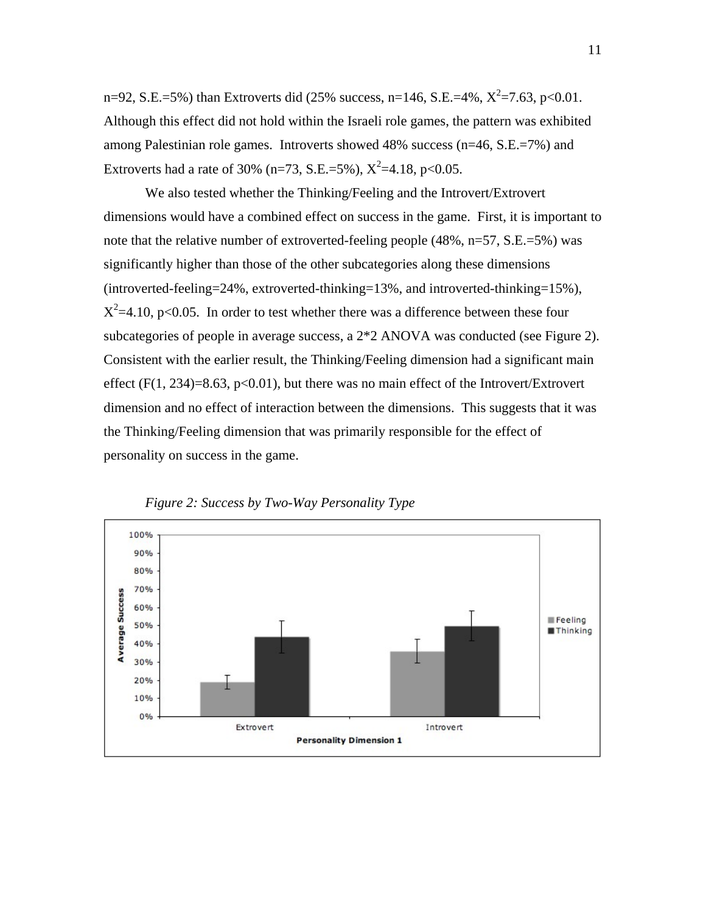n=92, S.E.=5%) than Extroverts did (25% success, n=146, S.E.=4%, $X^2$=7.63, $p<0.01$. Although this effect did not hold within the Israeli role games, the pattern was exhibited among Palestinian role games. Introverts showed 48% success (n=46, S.E.=7%) and Extroverts had a rate of 30% (n=73, S.E.=5%), $X^2$=4.18, $p<0.05$.

We also tested whether the Thinking/Feeling and the Introvert/Extrovert dimensions would have a combined effect on success in the game. First, it is important to note that the relative number of extroverted-feeling people (48%, n=57, S.E.=5%) was significantly higher than those of the other subcategories along these dimensions (introverted-feeling=24%, extroverted-thinking=13%, and introverted-thinking=15%), $X^2$=4.10, $p<0.05$. In order to test whether there was a difference between these four subcategories of people in average success, a 2*2 ANOVA was conducted (see Figure 2). Consistent with the earlier result, the Thinking/Feeling dimension had a significant main effect ($F(1, 234)=8.63$, $p<0.01$), but there was no main effect of the Introvert/Extrovert dimension and no effect of interaction between the dimensions. This suggests that it was the Thinking/Feeling dimension that was primarily responsible for the effect of personality on success in the game.

*Figure 2: Success by Two-Way Personality Type*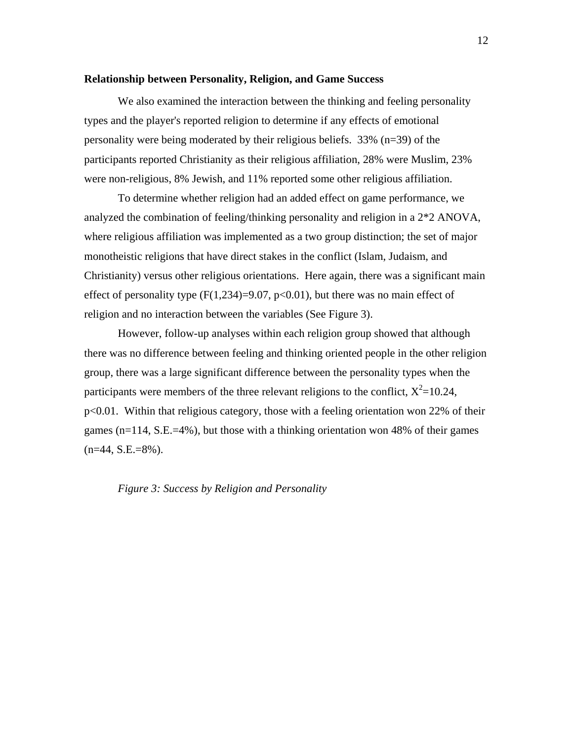**Relationship between Personality, Religion, and Game Success**

We also examined the interaction between the thinking and feeling personality types and the player's reported religion to determine if any effects of emotional personality were being moderated by their religious beliefs. 33% (n=39) of the participants reported Christianity as their religious affiliation, 28% were Muslim, 23% were non-religious, 8% Jewish, and 11% reported some other religious affiliation.

To determine whether religion had an added effect on game performance, we analyzed the combination of feeling/thinking personality and religion in a 2*2 ANOVA, where religious affiliation was implemented as a two group distinction; the set of major monotheistic religions that have direct stakes in the conflict (Islam, Judaism, and Christianity) versus other religious orientations. Here again, there was a significant main effect of personality type ($F(1,234)=9.07$, $p<0.01$), but there was no main effect of religion and no interaction between the variables (See Figure 3).

However, follow-up analyses within each religion group showed that although there was no difference between feeling and thinking oriented people in the other religion group, there was a large significant difference between the personality types when the participants were members of the three relevant religions to the conflict, $X^2=10.24$, $p<0.01$. Within that religious category, those with a feeling orientation won 22% of their games (n=114, S.E.=4%), but those with a thinking orientation won 48% of their games (n=44, S.E.=8%).

*Figure 3: Success by Religion and Personality*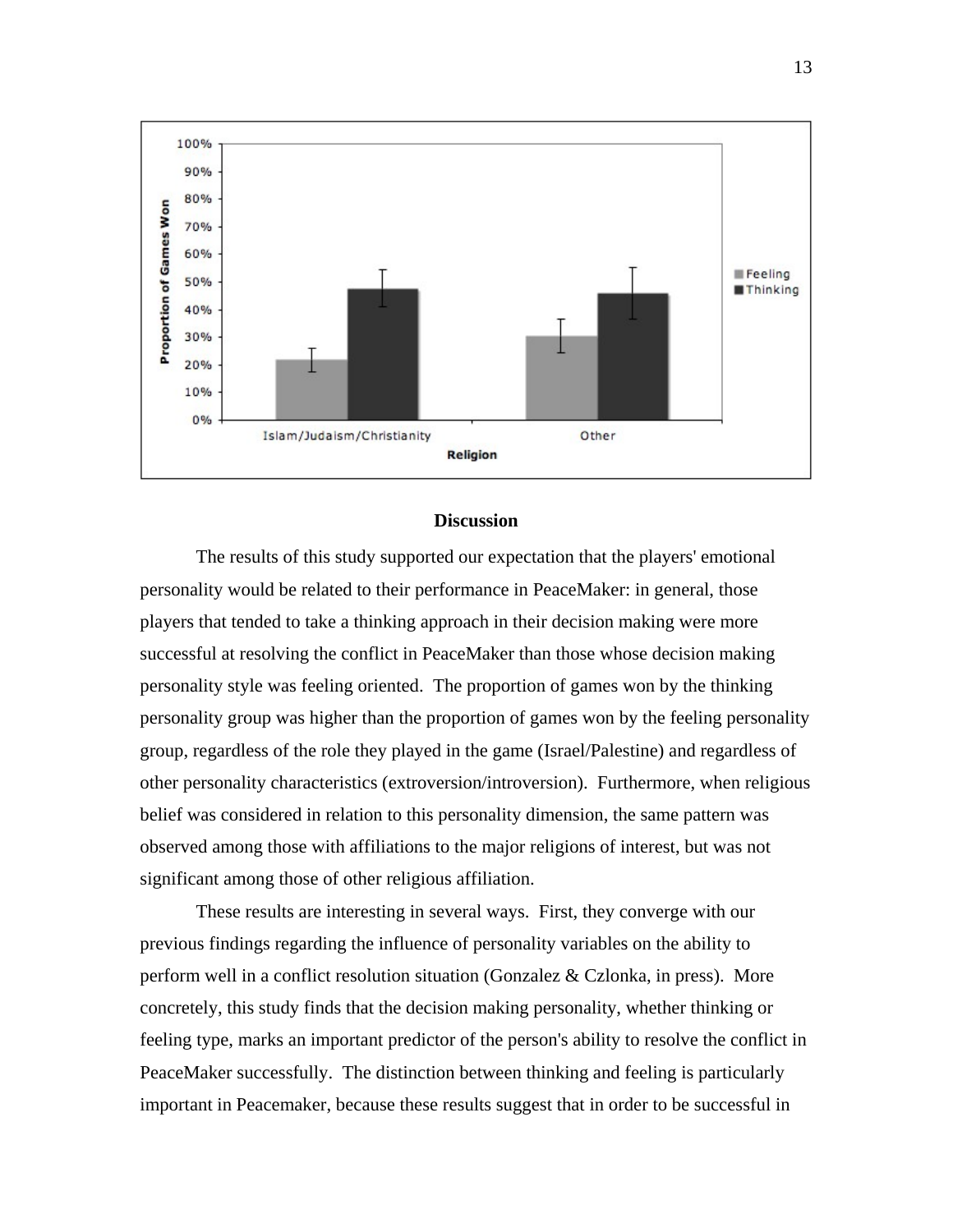### Discussion

The results of this study supported our expectation that the players' emotional personality would be related to their performance in PeaceMaker: in general, those players that tended to take a thinking approach in their decision making were more successful at resolving the conflict in PeaceMaker than those whose decision making personality style was feeling oriented. The proportion of games won by the thinking personality group was higher than the proportion of games won by the feeling personality group, regardless of the role they played in the game (Israel/Palestine) and regardless of other personality characteristics (extroversion/introversion). Furthermore, when religious belief was considered in relation to this personality dimension, the same pattern was observed among those with affiliations to the major religions of interest, but was not significant among those of other religious affiliation.

These results are interesting in several ways. First, they converge with our previous findings regarding the influence of personality variables on the ability to perform well in a conflict resolution situation (Gonzalez & Czlonka, in press). More concretely, this study finds that the decision making personality, whether thinking or feeling type, marks an important predictor of the person's ability to resolve the conflict in PeaceMaker successfully. The distinction between thinking and feeling is particularly important in Peacemaker, because these results suggest that in order to be successful in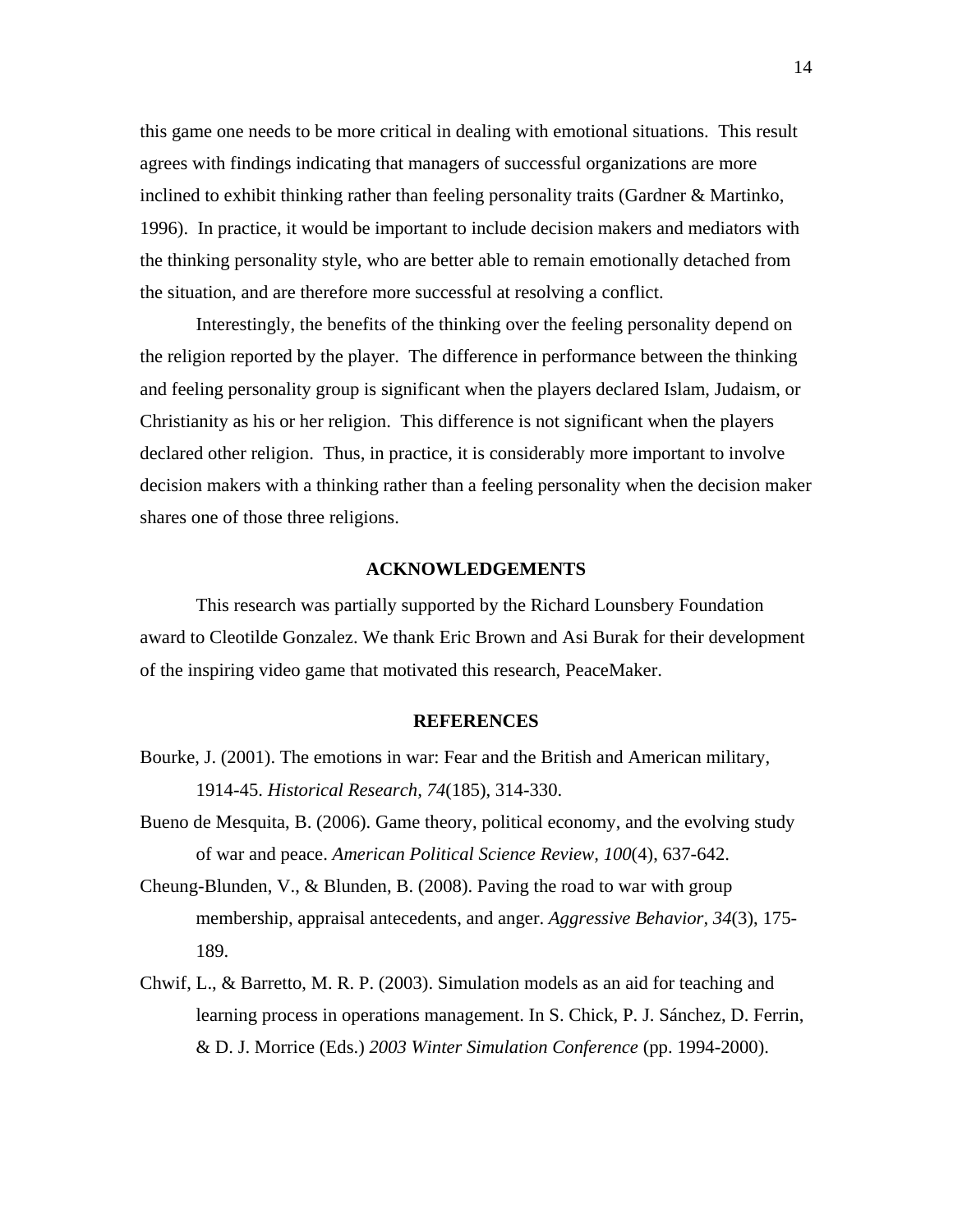this game one needs to be more critical in dealing with emotional situations. This result agrees with findings indicating that managers of successful organizations are more inclined to exhibit thinking rather than feeling personality traits (Gardner & Martinko, 1996). In practice, it would be important to include decision makers and mediators with the thinking personality style, who are better able to remain emotionally detached from the situation, and are therefore more successful at resolving a conflict.

Interestingly, the benefits of the thinking over the feeling personality depend on the religion reported by the player. The difference in performance between the thinking and feeling personality group is significant when the players declared Islam, Judaism, or Christianity as his or her religion. This difference is not significant when the players declared other religion. Thus, in practice, it is considerably more important to involve decision makers with a thinking rather than a feeling personality when the decision maker shares one of those three religions.

## ACKNOWLEDGEMENTS

This research was partially supported by the Richard Lounsbery Foundation award to Cleotilde Gonzalez. We thank Eric Brown and Asi Burak for their development of the inspiring video game that motivated this research, PeaceMaker.

## REFERENCES

Bourke, J. (2001). The emotions in war: Fear and the British and American military, 1914-45. *Historical Research, 74*(185), 314-330.

Bueno de Mesquita, B. (2006). Game theory, political economy, and the evolving study of war and peace. *American Political Science Review, 100*(4), 637-642.

Cheung-Blunden, V., & Blunden, B. (2008). Paving the road to war with group membership, appraisal antecedents, and anger. *Aggressive Behavior, 34*(3), 175-189.

Chwif, L., & Barretto, M. R. P. (2003). Simulation models as an aid for teaching and learning process in operations management. In S. Chick, P. J. Sánchez, D. Ferrin, & D. J. Morrice (Eds.) *2003 Winter Simulation Conference* (pp. 1994-2000).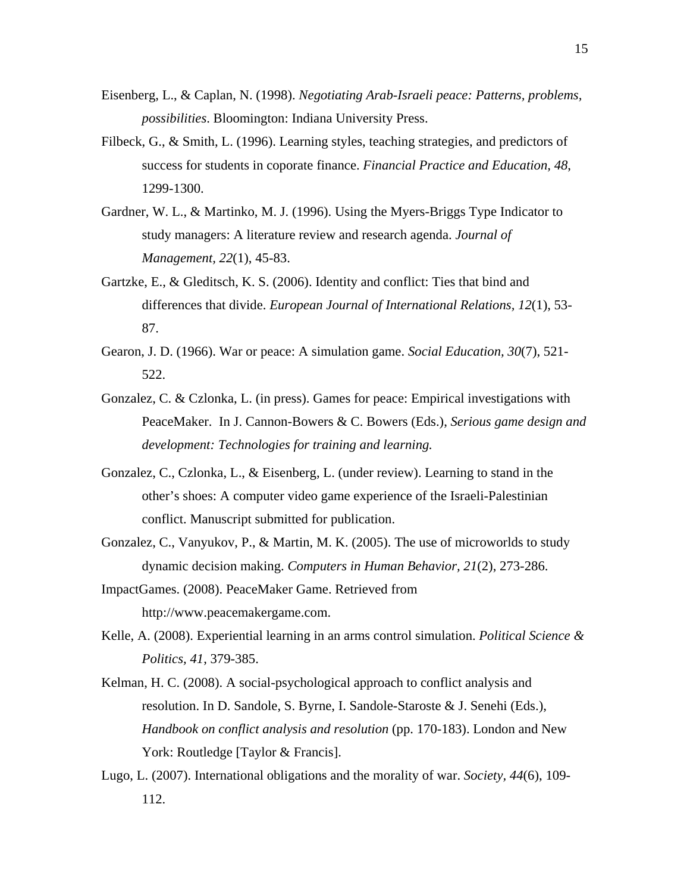Eisenberg, L., & Caplan, N. (1998). *Negotiating Arab-Israeli peace: Patterns, problems, possibilities*. Bloomington: Indiana University Press.

Filbeck, G., & Smith, L. (1996). Learning styles, teaching strategies, and predictors of success for students in coporate finance. *Financial Practice and Education, 48*, 1299-1300.

Gardner, W. L., & Martinko, M. J. (1996). Using the Myers-Briggs Type Indicator to study managers: A literature review and research agenda. *Journal of Management, 22*(1), 45-83.

Gartzke, E., & Gleditsch, K. S. (2006). Identity and conflict: Ties that bind and differences that divide. *European Journal of International Relations, 12*(1), 53-87.

Gearon, J. D. (1966). War or peace: A simulation game. *Social Education, 30*(7), 521-522.

Gonzalez, C. & Czlonka, L. (in press). Games for peace: Empirical investigations with PeaceMaker. In J. Cannon-Bowers & C. Bowers (Eds.), *Serious game design and development: Technologies for training and learning.*

Gonzalez, C., Czlonka, L., & Eisenberg, L. (under review). Learning to stand in the other's shoes: A computer video game experience of the Israeli-Palestinian conflict. Manuscript submitted for publication.

Gonzalez, C., Vanyukov, P., & Martin, M. K. (2005). The use of microworlds to study dynamic decision making. *Computers in Human Behavior, 21*(2), 273-286.

ImpactGames. (2008). PeaceMaker Game. Retrieved from http://www.peacemakergame.com.

Kelle, A. (2008). Experiential learning in an arms control simulation. *Political Science & Politics, 41*, 379-385.

Kelman, H. C. (2008). A social-psychological approach to conflict analysis and resolution. In D. Sandole, S. Byrne, I. Sandole-Staroste & J. Senehi (Eds.), *Handbook on conflict analysis and resolution* (pp. 170-183). London and New York: Routledge [Taylor & Francis].

Lugo, L. (2007). International obligations and the morality of war. *Society, 44*(6), 109-112.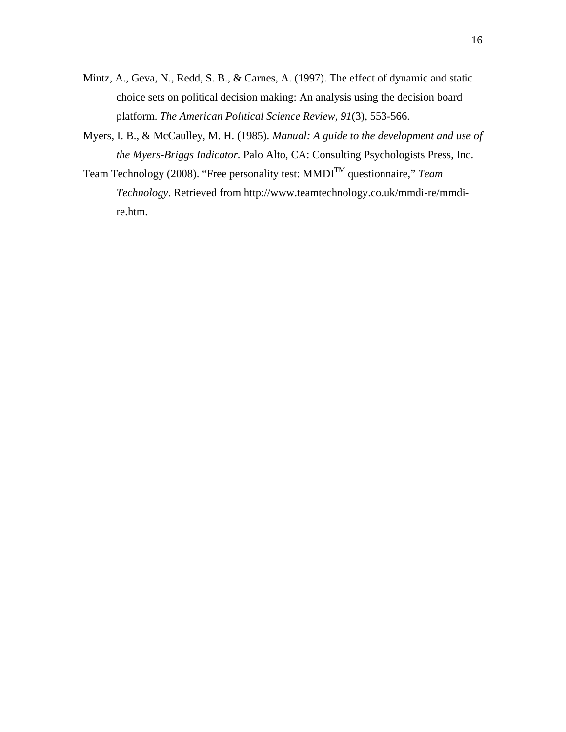Mintz, A., Geva, N., Redd, S. B., & Carnes, A. (1997). The effect of dynamic and static choice sets on political decision making: An analysis using the decision board platform. *The American Political Science Review, 91*(3), 553-566.

Myers, I. B., & McCaulley, M. H. (1985). *Manual: A guide to the development and use of the Myers-Briggs Indicator.* Palo Alto, CA: Consulting Psychologists Press, Inc.

Team Technology (2008). "Free personality test: MMDI$^{TM}$ questionnaire," *Team Technology*. Retrieved from http://www.teamtechnology.co.uk/mmdi-re/mmdi-re.htm.